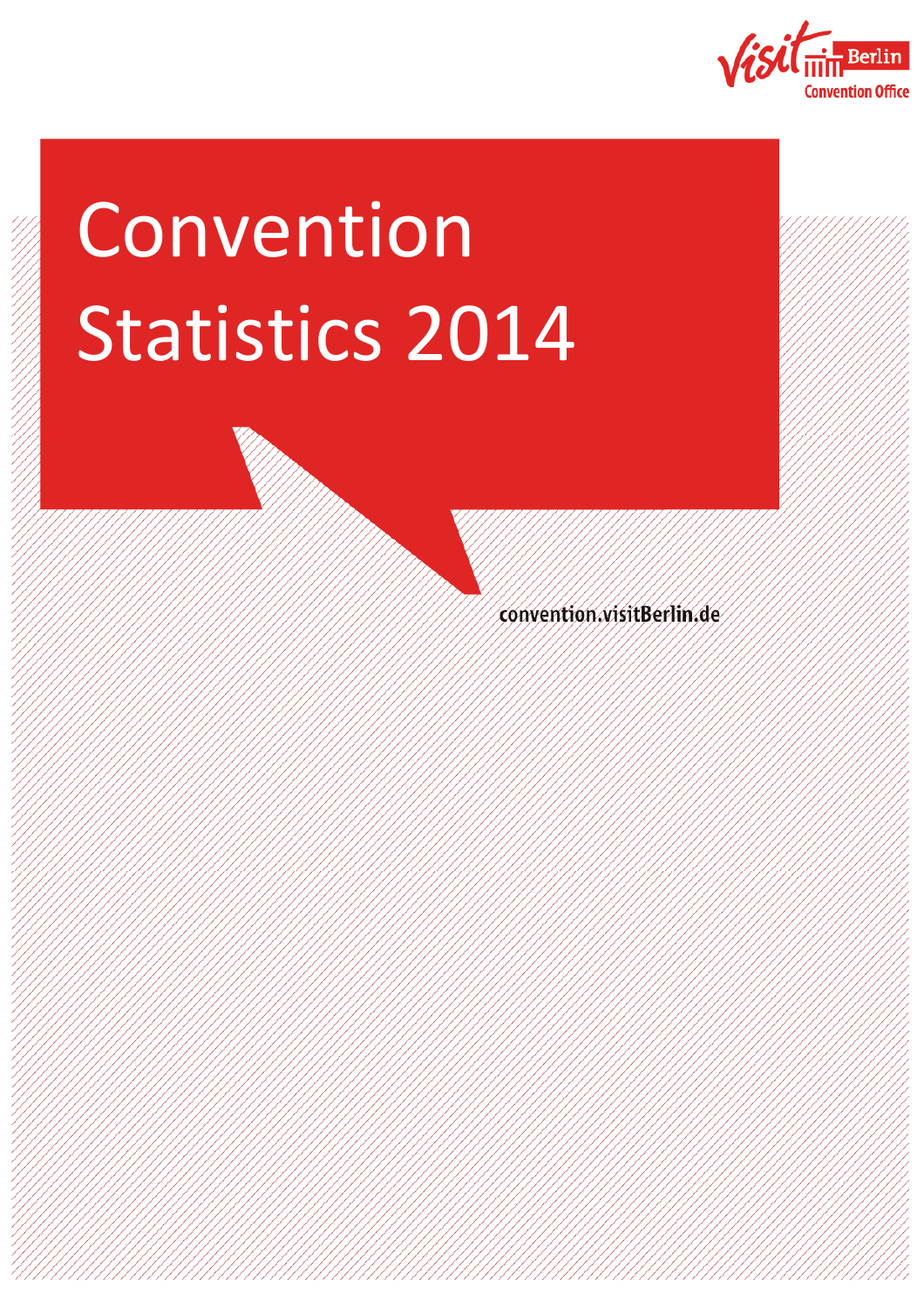visit Berlin Convention Office

# Convention Statistics 2014

convention.visitBerlin.de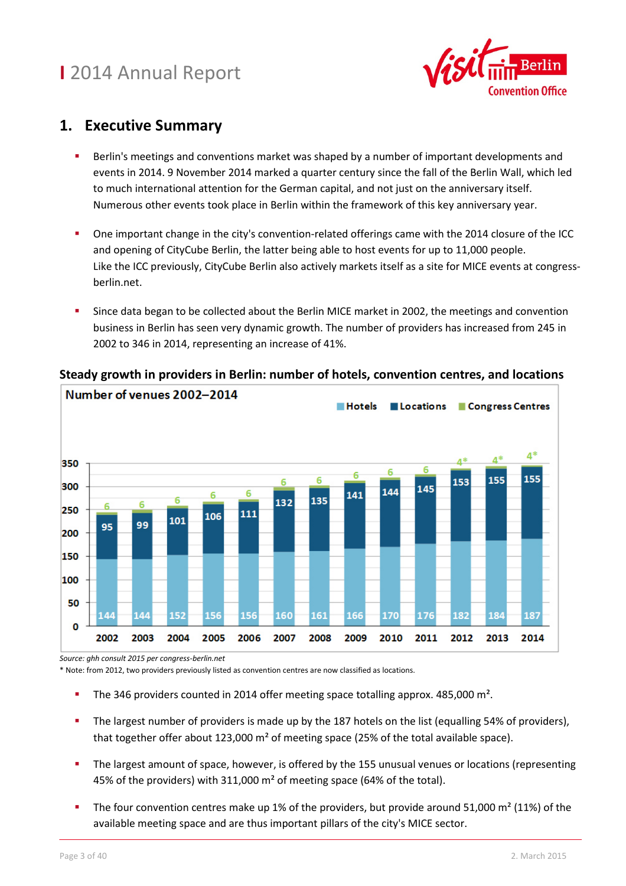## 1. Executive Summary

- Berlin's meetings and conventions market was shaped by a number of important developments and events in 2014. 9 November 2014 marked a quarter century since the fall of the Berlin Wall, which led to much international attention for the German capital, and not just on the anniversary itself. Numerous other events took place in Berlin within the framework of this key anniversary year.
- One important change in the city's convention-related offerings came with the 2014 closure of the ICC and opening of CityCube Berlin, the latter being able to host events for up to 11,000 people. Like the ICC previously, CityCube Berlin also actively markets itself as a site for MICE events at congress-berlin.net.
- Since data began to be collected about the Berlin MICE market in 2002, the meetings and convention business in Berlin has seen very dynamic growth. The number of providers has increased from 245 in 2002 to 346 in 2014, representing an increase of 41%.

**Steady growth in providers in Berlin: number of hotels, convention centres, and locations**

**Number of venues 2002–2014**

| Year | Hotels | Locations | Congress Centres |
|---|---|---|---|
| 2002 | 144 | 95 | 6 |
| 2003 | 144 | 99 | 6 |
| 2004 | 152 | 101 | 6 |
| 2005 | 156 | 106 | 6 |
| 2006 | 156 | 111 | 6 |
| 2007 | 160 | 132 | 6 |
| 2008 | 161 | 135 | 6 |
| 2009 | 166 | 141 | 6 |
| 2010 | 170 | 144 | 6 |
| 2011 | 176 | 145 | 6 |
| 2012 | 182 | 153 | 4* |
| 2013 | 184 | 155 | 4* |
| 2014 | 187 | 155 | 4* |

*Source: ghh consult 2015 per congress-berlin.net*

\* Note: from 2012, two providers previously listed as convention centres are now classified as locations.

- The 346 providers counted in 2014 offer meeting space totalling approx. 485,000 m².
- The largest number of providers is made up by the 187 hotels on the list (equalling 54% of providers), that together offer about 123,000 m² of meeting space (25% of the total available space).
- The largest amount of space, however, is offered by the 155 unusual venues or locations (representing 45% of the providers) with 311,000 m² of meeting space (64% of the total).
- The four convention centres make up 1% of the providers, but provide around 51,000 m² (11%) of the available meeting space and are thus important pillars of the city's MICE sector.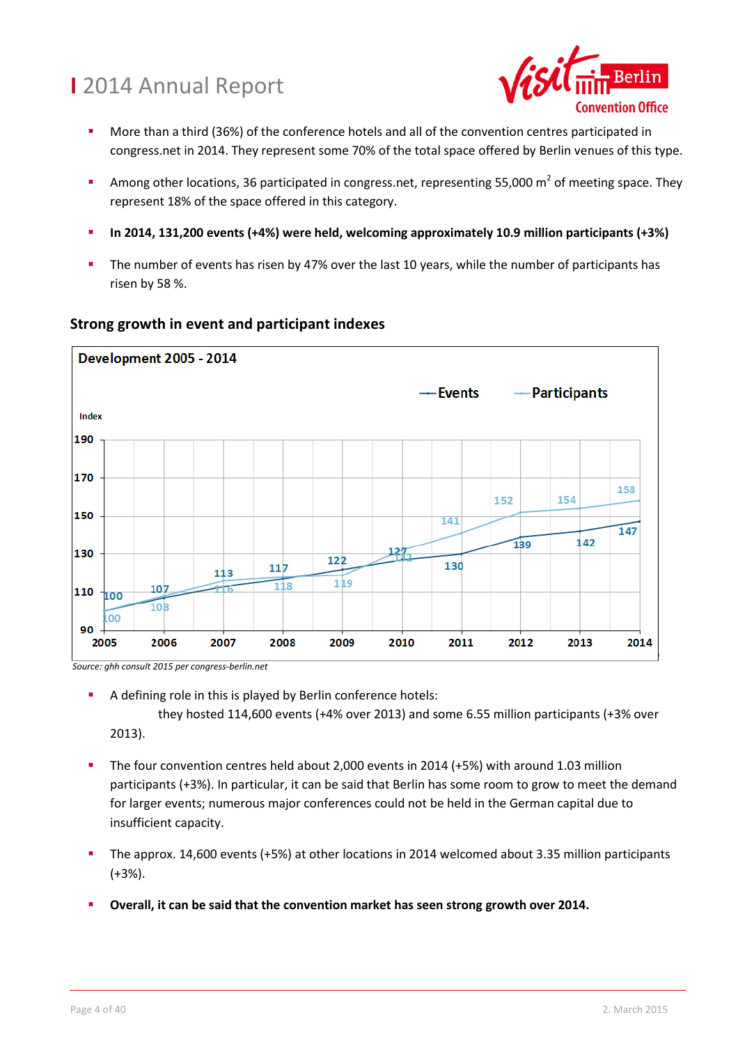- More than a third (36%) of the conference hotels and all of the convention centres participated in congress.net in 2014. They represent some 70% of the total space offered by Berlin venues of this type.
- Among other locations, 36 participated in congress.net, representing 55,000 $m^2$ of meeting space. They represent 18% of the space offered in this category.
- **In 2014, 131,200 events (+4%) were held, welcoming approximately 10.9 million participants (+3%)**
- The number of events has risen by 47% over the last 10 years, while the number of participants has risen by 58 %.

## Strong growth in event and participant indexes

**Development 2005 - 2014**

| Year | Events (Index) | Participants (Index) |
|---|---|---|
| 2005 | 100 | 100 |
| 2006 | 107 | 108 |
| 2007 | 113 | 116 |
| 2008 | 117 | 118 |
| 2009 | 122 | 119 |
| 2010 | 127 | 132 |
| 2011 | 130 | 141 |
| 2012 | 139 | 152 |
| 2013 | 142 | 154 |
| 2014 | 147 | 158 |

*Source: ghh consult 2015 per congress-berlin.net*

- A defining role in this is played by Berlin conference hotels: they hosted 114,600 events (+4% over 2013) and some 6.55 million participants (+3% over 2013).
- The four convention centres held about 2,000 events in 2014 (+5%) with around 1.03 million participants (+3%). In particular, it can be said that Berlin has some room to grow to meet the demand for larger events; numerous major conferences could not be held in the German capital due to insufficient capacity.
- The approx. 14,600 events (+5%) at other locations in 2014 welcomed about 3.35 million participants (+3%).
- **Overall, it can be said that the convention market has seen strong growth over 2014.**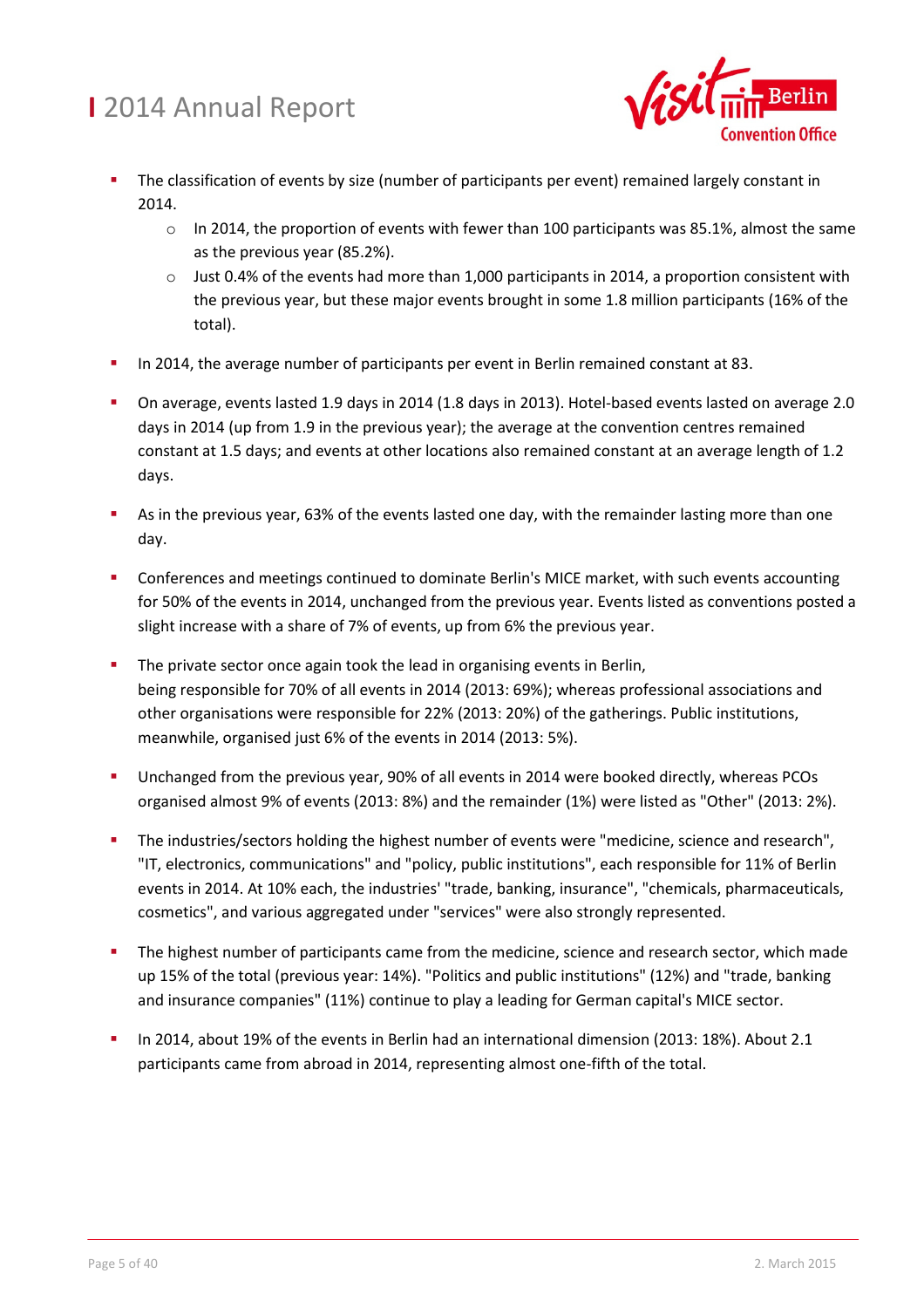- The classification of events by size (number of participants per event) remained largely constant in 2014.
    - In 2014, the proportion of events with fewer than 100 participants was 85.1%, almost the same as the previous year (85.2%).
    - Just 0.4% of the events had more than 1,000 participants in 2014, a proportion consistent with the previous year, but these major events brought in some 1.8 million participants (16% of the total).

- In 2014, the average number of participants per event in Berlin remained constant at 83.

- On average, events lasted 1.9 days in 2014 (1.8 days in 2013). Hotel-based events lasted on average 2.0 days in 2014 (up from 1.9 in the previous year); the average at the convention centres remained constant at 1.5 days; and events at other locations also remained constant at an average length of 1.2 days.

- As in the previous year, 63% of the events lasted one day, with the remainder lasting more than one day.

- Conferences and meetings continued to dominate Berlin's MICE market, with such events accounting for 50% of the events in 2014, unchanged from the previous year. Events listed as conventions posted a slight increase with a share of 7% of events, up from 6% the previous year.

- The private sector once again took the lead in organising events in Berlin, being responsible for 70% of all events in 2014 (2013: 69%); whereas professional associations and other organisations were responsible for 22% (2013: 20%) of the gatherings. Public institutions, meanwhile, organised just 6% of the events in 2014 (2013: 5%).

- Unchanged from the previous year, 90% of all events in 2014 were booked directly, whereas PCOs organised almost 9% of events (2013: 8%) and the remainder (1%) were listed as "Other" (2013: 2%).

- The industries/sectors holding the highest number of events were "medicine, science and research", "IT, electronics, communications" and "policy, public institutions", each responsible for 11% of Berlin events in 2014. At 10% each, the industries' "trade, banking, insurance", "chemicals, pharmaceuticals, cosmetics", and various aggregated under "services" were also strongly represented.

- The highest number of participants came from the medicine, science and research sector, which made up 15% of the total (previous year: 14%). "Politics and public institutions" (12%) and "trade, banking and insurance companies" (11%) continue to play a leading for German capital's MICE sector.

- In 2014, about 19% of the events in Berlin had an international dimension (2013: 18%). About 2.1 participants came from abroad in 2014, representing almost one-fifth of the total.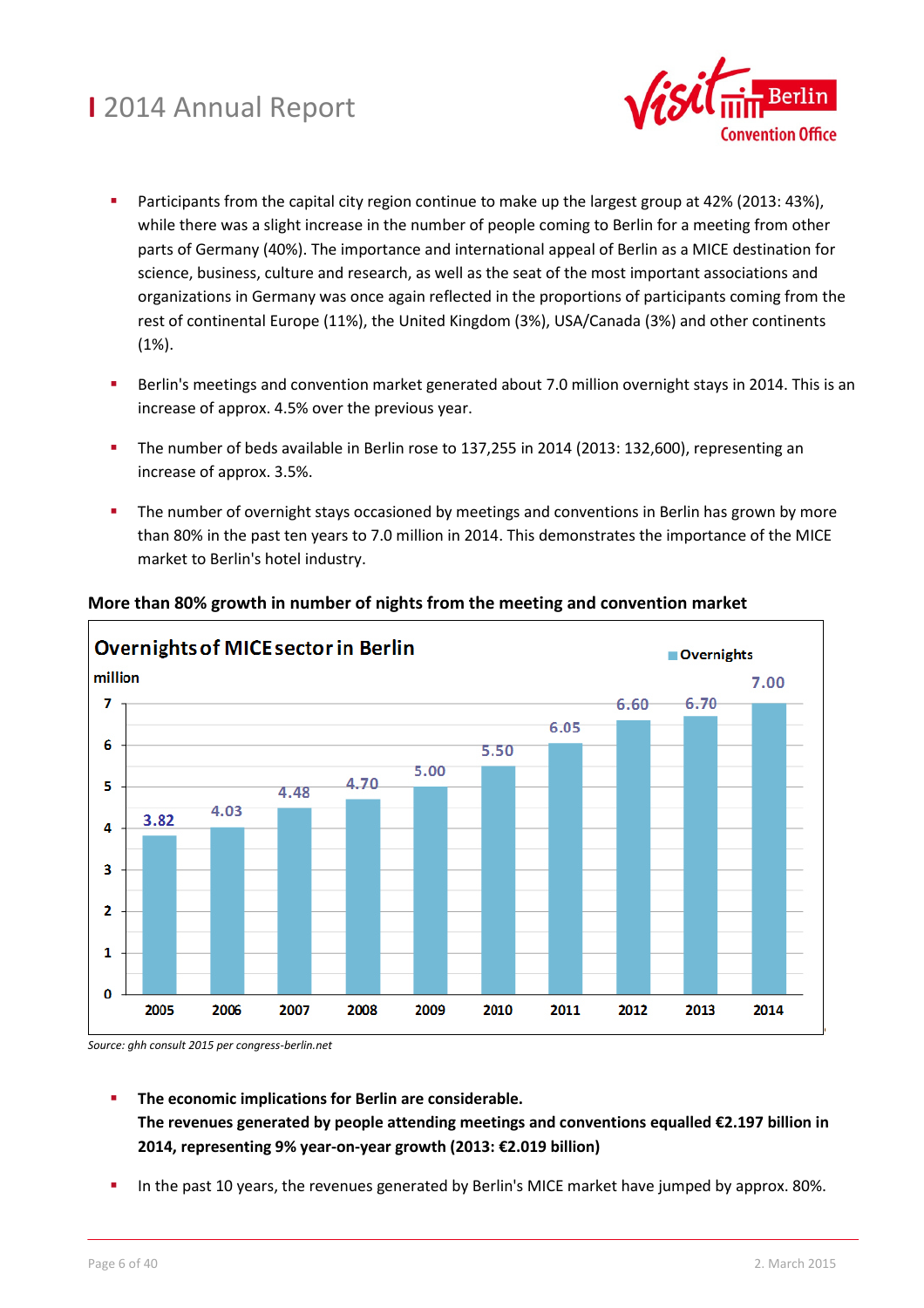- Participants from the capital city region continue to make up the largest group at 42% (2013: 43%), while there was a slight increase in the number of people coming to Berlin for a meeting from other parts of Germany (40%). The importance and international appeal of Berlin as a MICE destination for science, business, culture and research, as well as the seat of the most important associations and organizations in Germany was once again reflected in the proportions of participants coming from the rest of continental Europe (11%), the United Kingdom (3%), USA/Canada (3%) and other continents (1%).

- Berlin's meetings and convention market generated about 7.0 million overnight stays in 2014. This is an increase of approx. 4.5% over the previous year.

- The number of beds available in Berlin rose to 137,255 in 2014 (2013: 132,600), representing an increase of approx. 3.5%.

- The number of overnight stays occasioned by meetings and conventions in Berlin has grown by more than 80% in the past ten years to 7.0 million in 2014. This demonstrates the importance of the MICE market to Berlin's hotel industry.

**More than 80% growth in number of nights from the meeting and convention market**

**Overnights of MICE sector in Berlin** (million)

| Year | Overnights |
|---|---|
| 2005 | 3.82 |
| 2006 | 4.03 |
| 2007 | 4.48 |
| 2008 | 4.70 |
| 2009 | 5.00 |
| 2010 | 5.50 |
| 2011 | 6.05 |
| 2012 | 6.60 |
| 2013 | 6.70 |
| 2014 | 7.00 |

*Source: ghh consult 2015 per congress-berlin.net*

- **The economic implications for Berlin are considerable.**
  **The revenues generated by people attending meetings and conventions equalled €2.197 billion in 2014, representing 9% year-on-year growth (2013: €2.019 billion)**

- In the past 10 years, the revenues generated by Berlin's MICE market have jumped by approx. 80%.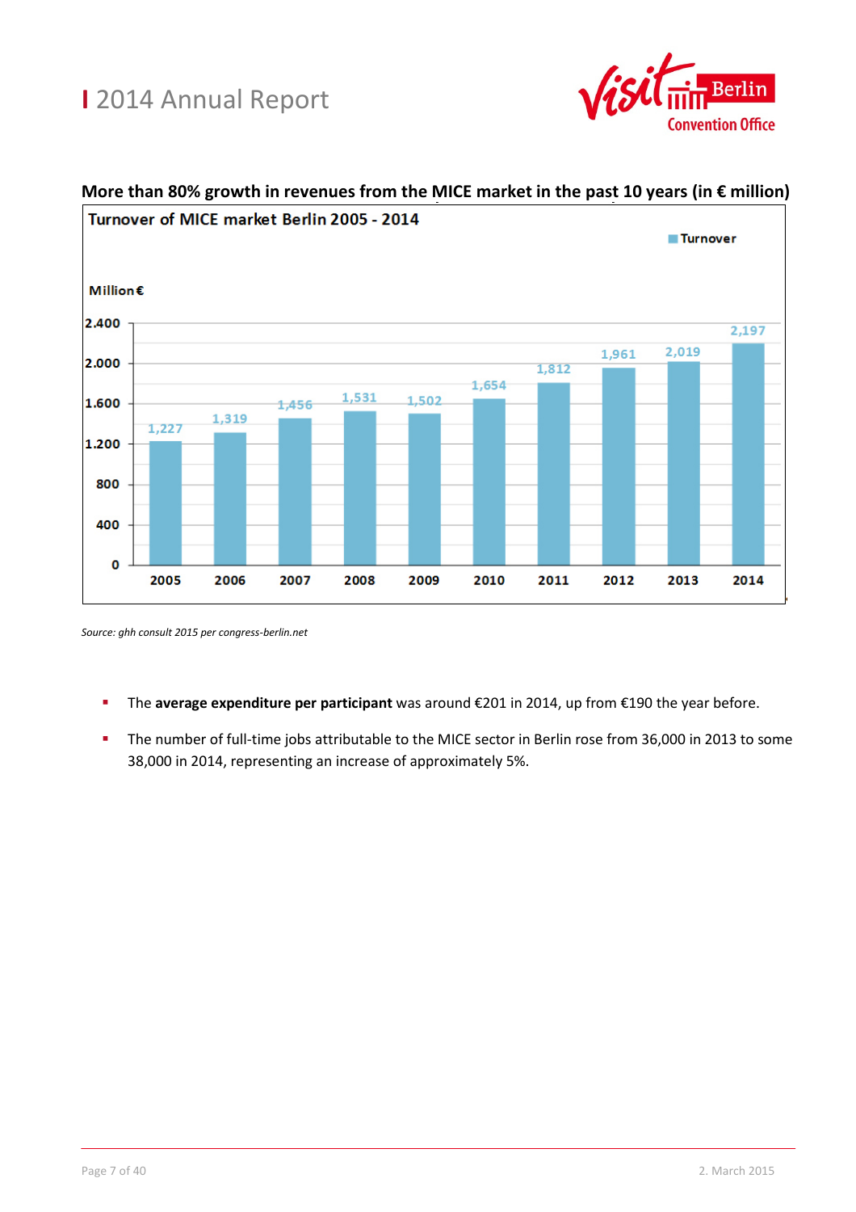**More than 80% growth in revenues from the MICE market in the past 10 years (in € million)**

**Turnover of MICE market Berlin 2005 - 2014**

| Year | Turnover (Million €) |
|---|---|
| 2005 | 1,227 |
| 2006 | 1,319 |
| 2007 | 1,456 |
| 2008 | 1,531 |
| 2009 | 1,502 |
| 2010 | 1,654 |
| 2011 | 1,812 |
| 2012 | 1,961 |
| 2013 | 2,019 |
| 2014 | 2,197 |

*Source: ghh consult 2015 per congress-berlin.net*

- The **average expenditure per participant** was around €201 in 2014, up from €190 the year before.
- The number of full-time jobs attributable to the MICE sector in Berlin rose from 36,000 in 2013 to some 38,000 in 2014, representing an increase of approximately 5%.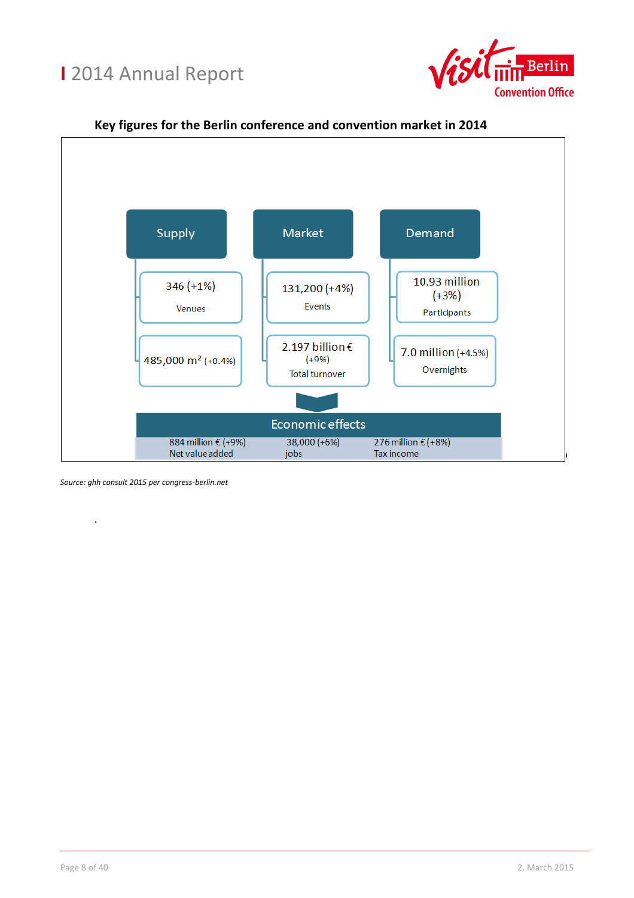**Key figures for the Berlin conference and convention market in 2014**

Supply

346 (+1%)
Venues

485,000 m² (+0.4%)

Market

131,200 (+4%)
Events

2.197 billion € (+9%)
Total turnover

Demand

10.93 million (+3%)
Participants

7.0 million (+4.5%)
Overnights

Economic effects

884 million € (+9%)
Net value added

38,000 (+6%)
jobs

276 million € (+8%)
Tax income

*Source: ghh consult 2015 per congress-berlin.net*